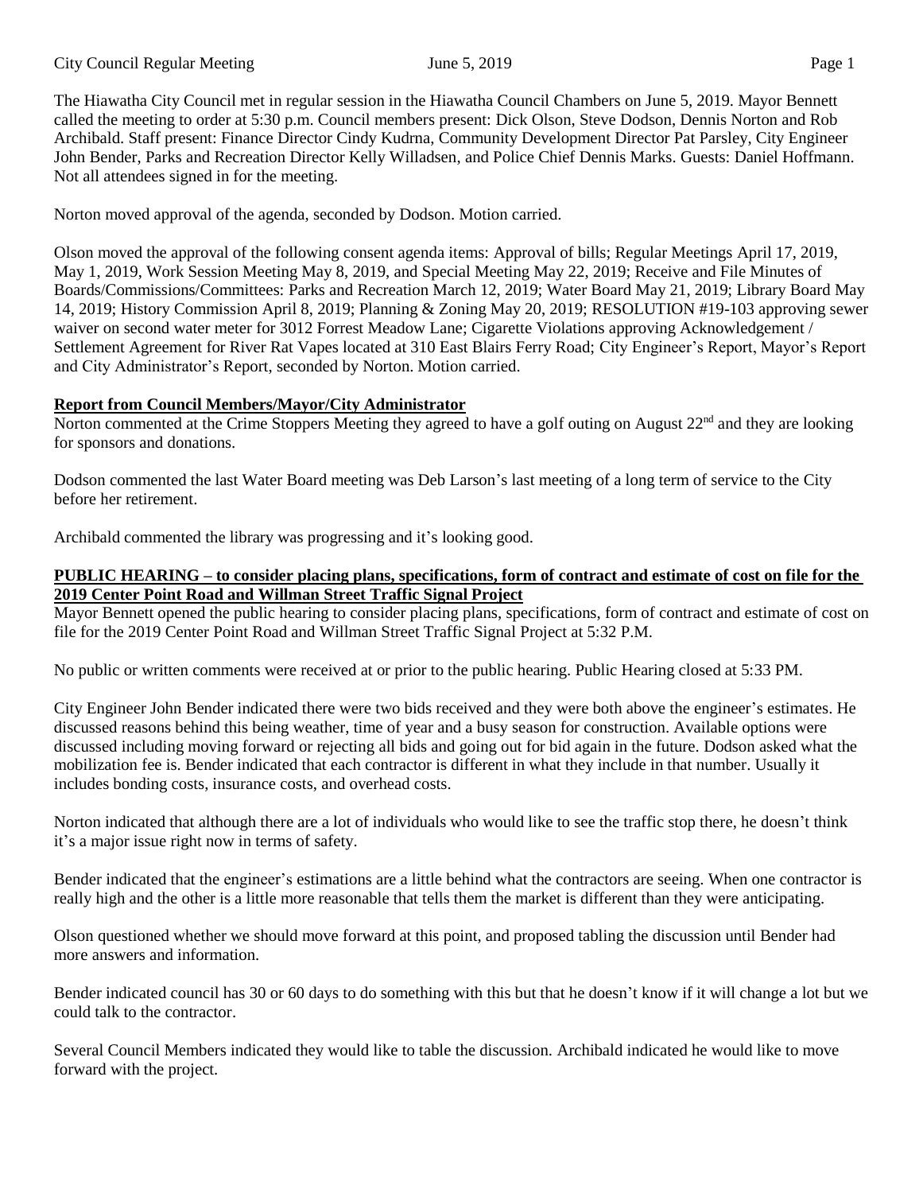The Hiawatha City Council met in regular session in the Hiawatha Council Chambers on June 5, 2019. Mayor Bennett called the meeting to order at 5:30 p.m. Council members present: Dick Olson, Steve Dodson, Dennis Norton and Rob Archibald. Staff present: Finance Director Cindy Kudrna, Community Development Director Pat Parsley, City Engineer John Bender, Parks and Recreation Director Kelly Willadsen, and Police Chief Dennis Marks. Guests: Daniel Hoffmann. Not all attendees signed in for the meeting.

Norton moved approval of the agenda, seconded by Dodson. Motion carried.

Olson moved the approval of the following consent agenda items: Approval of bills; Regular Meetings April 17, 2019, May 1, 2019, Work Session Meeting May 8, 2019, and Special Meeting May 22, 2019; Receive and File Minutes of Boards/Commissions/Committees: Parks and Recreation March 12, 2019; Water Board May 21, 2019; Library Board May 14, 2019; History Commission April 8, 2019; Planning & Zoning May 20, 2019; RESOLUTION #19-103 approving sewer waiver on second water meter for 3012 Forrest Meadow Lane; Cigarette Violations approving Acknowledgement / Settlement Agreement for River Rat Vapes located at 310 East Blairs Ferry Road; City Engineer's Report, Mayor's Report and City Administrator's Report, seconded by Norton. Motion carried.

**Report from Council Members/Mayor/City Administrator**

Norton commented at the Crime Stoppers Meeting they agreed to have a golf outing on August 22nd and they are looking for sponsors and donations.

Dodson commented the last Water Board meeting was Deb Larson's last meeting of a long term of service to the City before her retirement.

Archibald commented the library was progressing and it's looking good.

**PUBLIC HEARING – to consider placing plans, specifications, form of contract and estimate of cost on file for the 2019 Center Point Road and Willman Street Traffic Signal Project**

Mayor Bennett opened the public hearing to consider placing plans, specifications, form of contract and estimate of cost on file for the 2019 Center Point Road and Willman Street Traffic Signal Project at 5:32 P.M.

No public or written comments were received at or prior to the public hearing. Public Hearing closed at 5:33 PM.

City Engineer John Bender indicated there were two bids received and they were both above the engineer's estimates. He discussed reasons behind this being weather, time of year and a busy season for construction. Available options were discussed including moving forward or rejecting all bids and going out for bid again in the future. Dodson asked what the mobilization fee is. Bender indicated that each contractor is different in what they include in that number. Usually it includes bonding costs, insurance costs, and overhead costs.

Norton indicated that although there are a lot of individuals who would like to see the traffic stop there, he doesn't think it's a major issue right now in terms of safety.

Bender indicated that the engineer's estimations are a little behind what the contractors are seeing. When one contractor is really high and the other is a little more reasonable that tells them the market is different than they were anticipating.

Olson questioned whether we should move forward at this point, and proposed tabling the discussion until Bender had more answers and information.

Bender indicated council has 30 or 60 days to do something with this but that he doesn't know if it will change a lot but we could talk to the contractor.

Several Council Members indicated they would like to table the discussion. Archibald indicated he would like to move forward with the project.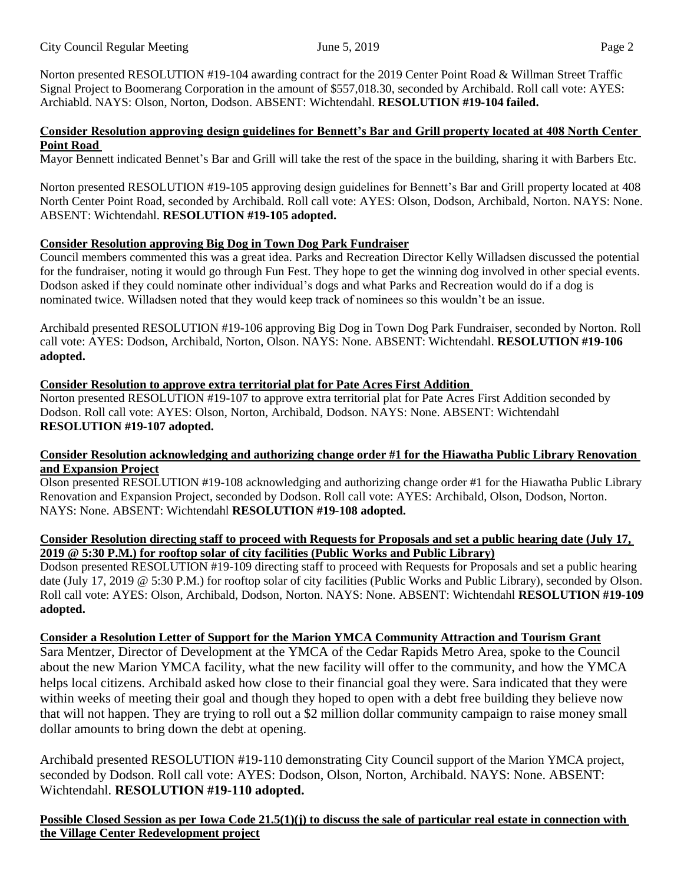Norton presented RESOLUTION #19-104 awarding contract for the 2019 Center Point Road & Willman Street Traffic Signal Project to Boomerang Corporation in the amount of $557,018.30, seconded by Archibald. Roll call vote: AYES: Archiabld. NAYS: Olson, Norton, Dodson. ABSENT: Wichtendahl. **RESOLUTION #19-104 failed.**

**Consider Resolution approving design guidelines for Bennett's Bar and Grill property located at 408 North Center Point Road**

Mayor Bennett indicated Bennet's Bar and Grill will take the rest of the space in the building, sharing it with Barbers Etc.

Norton presented RESOLUTION #19-105 approving design guidelines for Bennett's Bar and Grill property located at 408 North Center Point Road, seconded by Archibald. Roll call vote: AYES: Olson, Dodson, Archibald, Norton. NAYS: None. ABSENT: Wichtendahl. **RESOLUTION #19-105 adopted.**

**Consider Resolution approving Big Dog in Town Dog Park Fundraiser**

Council members commented this was a great idea. Parks and Recreation Director Kelly Willadsen discussed the potential for the fundraiser, noting it would go through Fun Fest. They hope to get the winning dog involved in other special events. Dodson asked if they could nominate other individual's dogs and what Parks and Recreation would do if a dog is nominated twice. Willadsen noted that they would keep track of nominees so this wouldn't be an issue.

Archibald presented RESOLUTION #19-106 approving Big Dog in Town Dog Park Fundraiser, seconded by Norton. Roll call vote: AYES: Dodson, Archibald, Norton, Olson. NAYS: None. ABSENT: Wichtendahl. **RESOLUTION #19-106 adopted.**

**Consider Resolution to approve extra territorial plat for Pate Acres First Addition**

Norton presented RESOLUTION #19-107 to approve extra territorial plat for Pate Acres First Addition seconded by Dodson. Roll call vote: AYES: Olson, Norton, Archibald, Dodson. NAYS: None. ABSENT: Wichtendahl **RESOLUTION #19-107 adopted.**

**Consider Resolution acknowledging and authorizing change order #1 for the Hiawatha Public Library Renovation and Expansion Project**

Olson presented RESOLUTION #19-108 acknowledging and authorizing change order #1 for the Hiawatha Public Library Renovation and Expansion Project, seconded by Dodson. Roll call vote: AYES: Archibald, Olson, Dodson, Norton. NAYS: None. ABSENT: Wichtendahl **RESOLUTION #19-108 adopted.**

**Consider Resolution directing staff to proceed with Requests for Proposals and set a public hearing date (July 17, 2019 @ 5:30 P.M.) for rooftop solar of city facilities (Public Works and Public Library)**

Dodson presented RESOLUTION #19-109 directing staff to proceed with Requests for Proposals and set a public hearing date (July 17, 2019 @ 5:30 P.M.) for rooftop solar of city facilities (Public Works and Public Library), seconded by Olson. Roll call vote: AYES: Olson, Archibald, Dodson, Norton. NAYS: None. ABSENT: Wichtendahl **RESOLUTION #19-109 adopted.**

**Consider a Resolution Letter of Support for the Marion YMCA Community Attraction and Tourism Grant**

Sara Mentzer, Director of Development at the YMCA of the Cedar Rapids Metro Area, spoke to the Council about the new Marion YMCA facility, what the new facility will offer to the community, and how the YMCA helps local citizens. Archibald asked how close to their financial goal they were. Sara indicated that they were within weeks of meeting their goal and though they hoped to open with a debt free building they believe now that will not happen. They are trying to roll out a $2 million dollar community campaign to raise money small dollar amounts to bring down the debt at opening.

Archibald presented RESOLUTION #19-110 demonstrating City Council support of the Marion YMCA project, seconded by Dodson. Roll call vote: AYES: Dodson, Olson, Norton, Archibald. NAYS: None. ABSENT: Wichtendahl. **RESOLUTION #19-110 adopted.**

**Possible Closed Session as per Iowa Code 21.5(1)(j) to discuss the sale of particular real estate in connection with the Village Center Redevelopment project**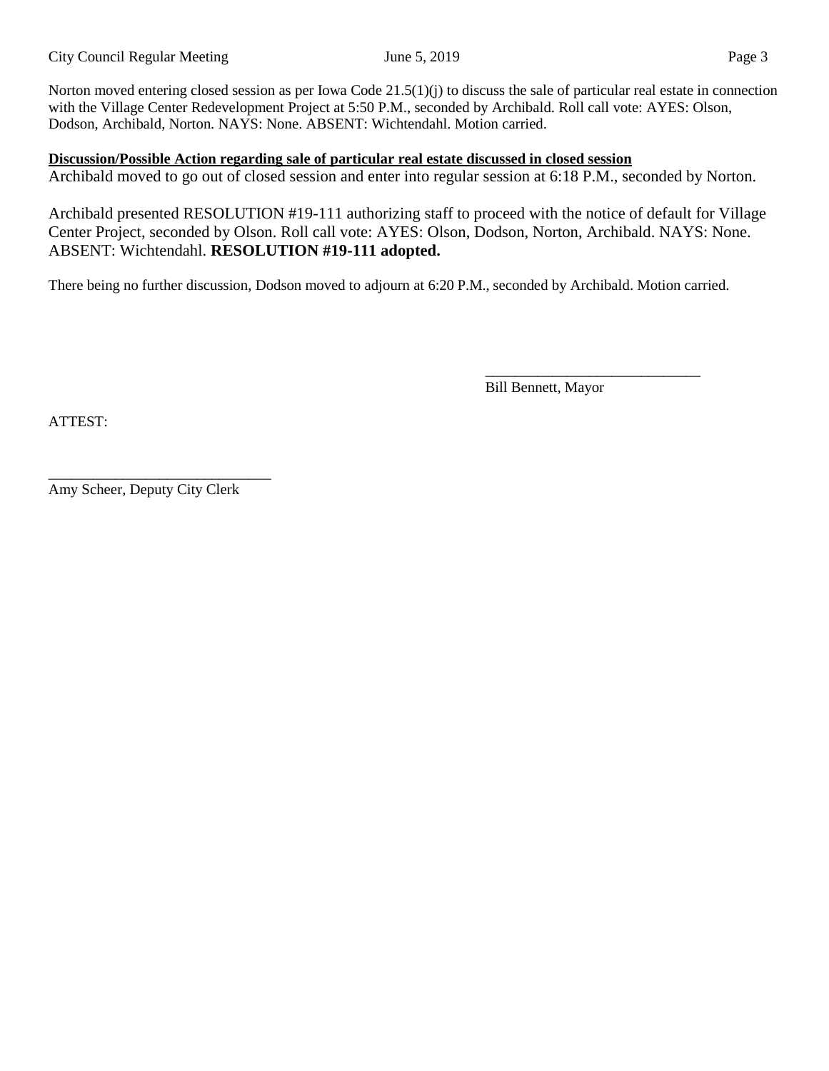Norton moved entering closed session as per Iowa Code 21.5(1)(j) to discuss the sale of particular real estate in connection with the Village Center Redevelopment Project at 5:50 P.M., seconded by Archibald. Roll call vote: AYES: Olson, Dodson, Archibald, Norton. NAYS: None. ABSENT: Wichtendahl. Motion carried.

**Discussion/Possible Action regarding sale of particular real estate discussed in closed session**

Archibald moved to go out of closed session and enter into regular session at 6:18 P.M., seconded by Norton.

Archibald presented RESOLUTION #19-111 authorizing staff to proceed with the notice of default for Village Center Project, seconded by Olson. Roll call vote: AYES: Olson, Dodson, Norton, Archibald. NAYS: None. ABSENT: Wichtendahl. **RESOLUTION #19-111 adopted.**

There being no further discussion, Dodson moved to adjourn at 6:20 P.M., seconded by Archibald. Motion carried.

______________________________
Bill Bennett, Mayor

ATTEST:

______________________________
Amy Scheer, Deputy City Clerk